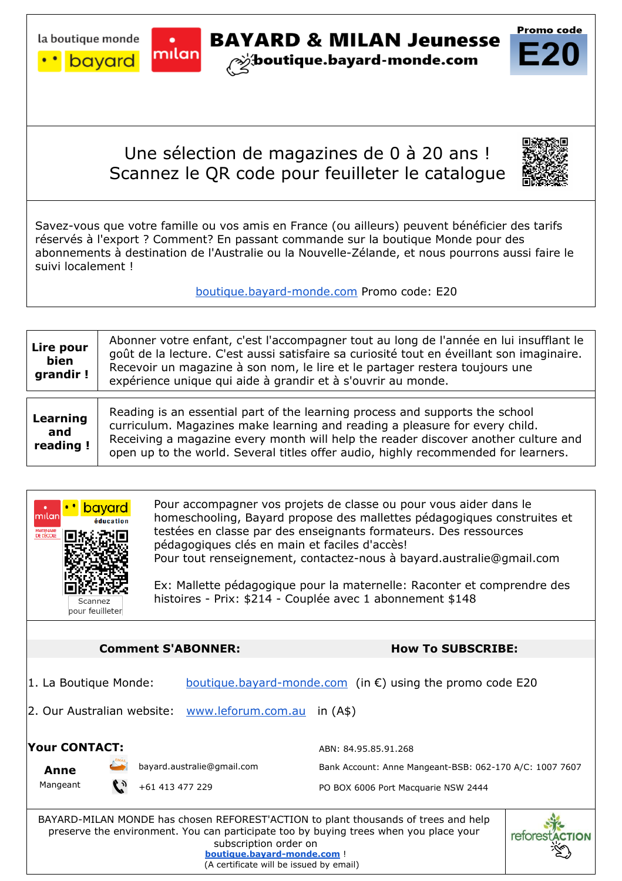la boutique monde **bayard** | **milan**

# BAYARD & MILAN Jeunesse

**boutique.bayard-monde.com**

**Promo code**

**E20**

---

Une sélection de magazines de 0 à 20 ans !
Scannez le QR code pour feuilleter le catalogue

---

Savez-vous que votre famille ou vos amis en France (ou ailleurs) peuvent bénéficier des tarifs réservés à l'export ? Comment? En passant commande sur la boutique Monde pour des abonnements à destination de l'Australie ou la Nouvelle-Zélande, et nous pourrons aussi faire le suivi localement !

boutique.bayard-monde.com Promo code: E20

---

| **Lire pour bien grandir !** | Abonner votre enfant, c'est l'accompagner tout au long de l'année en lui insufflant le goût de la lecture. C'est aussi satisfaire sa curiosité tout en éveillant son imaginaire. Recevoir un magazine à son nom, le lire et le partager restera toujours une expérience unique qui aide à grandir et à s'ouvrir au monde. |
|---|---|

| **Learning and reading !** | Reading is an essential part of the learning process and supports the school curriculum. Magazines make learning and reading a pleasure for every child. Receiving a magazine every month will help the reader discover another culture and open up to the world. Several titles offer audio, highly recommended for learners. |
|---|---|

---

milan PARTENAIRE DE L'ÉCOLE | bayard éducation

Scannez pour feuilleter

Pour accompagner vos projets de classe ou pour vous aider dans le homeschooling, Bayard propose des mallettes pédagogiques construites et testées en classe par des enseignants formateurs. Des ressources pédagogiques clés en main et faciles d'accès!
Pour tout renseignement, contactez-nous à bayard.australie@gmail.com

Ex: Mallette pédagogique pour la maternelle: Raconter et comprendre des histoires - Prix: $214 - Couplée avec 1 abonnement $148

---

**Comment S'ABONNER:** **How To SUBSCRIBE:**

1. La Boutique Monde: boutique.bayard-monde.com (in €) using the promo code E20

2. Our Australian website: www.leforum.com.au in (A$)

**Your CONTACT:**

**Anne** Mangeant

bayard.australie@gmail.com

+61 413 477 229

ABN: 84.95.85.91.268

Bank Account: Anne Mangeant-BSB: 062-170 A/C: 1007 7607

PO BOX 6006 Port Macquarie NSW 2444

---

BAYARD-MILAN MONDE has chosen REFOREST'ACTION to plant thousands of trees and help preserve the environment. You can participate too by buying trees when you place your subscription order on **boutique.bayard-monde.com** !
(A certificate will be issued by email)

reforestACTION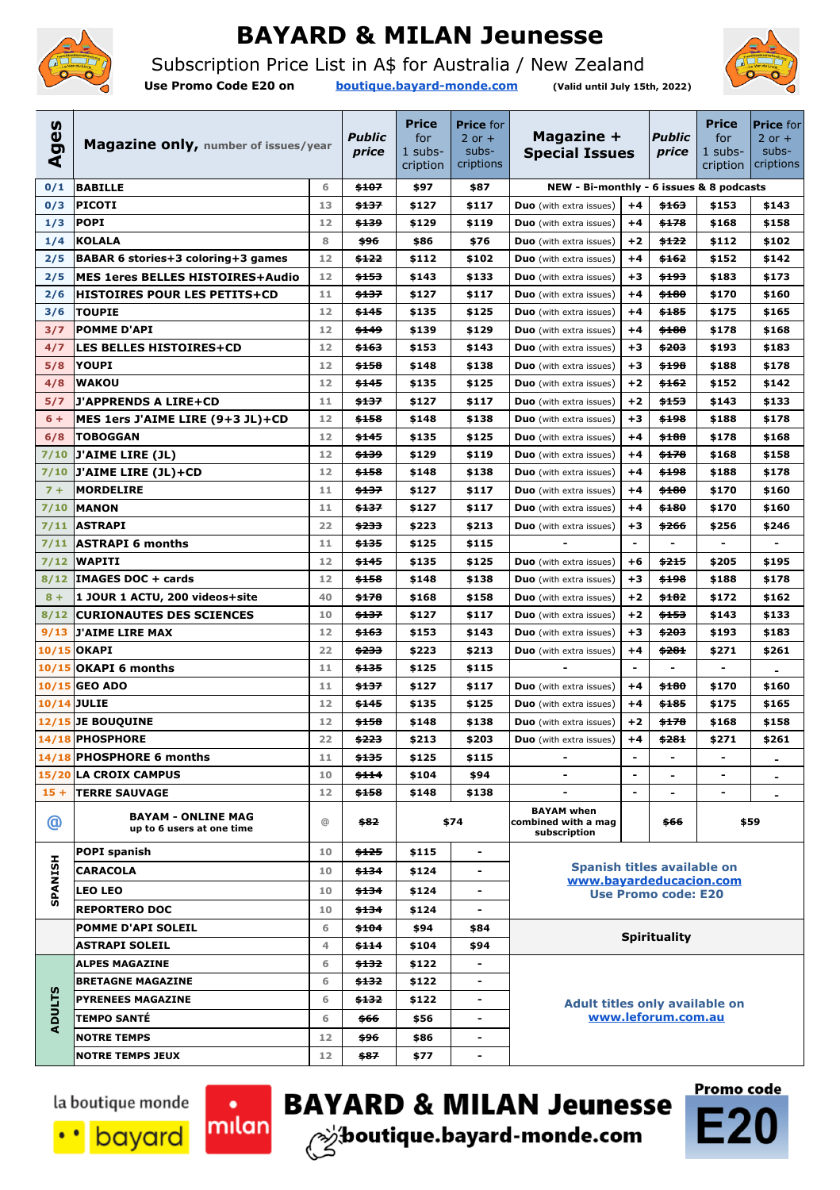# BAYARD & MILAN Jeunesse

Subscription Price List in A$ for Australia / New Zealand

**Use Promo Code E20 on** boutique.bayard-monde.com **(Valid until July 15th, 2022)**

| Ages | Magazine only, number of issues/year | | Public price | Price for 1 subscription | Price for 2 or + subscriptions | Magazine + Special Issues | | Public price | Price for 1 subscription | Price for 2 or + subscriptions |
|---|---|---|---|---|---|---|---|---|---|---|
| 0/1 | BABILLE | 6 | ~~$107~~ | $97 | $87 | NEW - Bi-monthly - 6 issues & 8 podcasts | | | | |
| 0/3 | PICOTI | 13 | ~~$137~~ | $127 | $117 | Duo (with extra issues) | +4 | ~~$163~~ | $153 | $143 |
| 1/3 | POPI | 12 | ~~$139~~ | $129 | $119 | Duo (with extra issues) | +4 | ~~$178~~ | $168 | $158 |
| 1/4 | KOLALA | 8 | ~~$96~~ | $86 | $76 | Duo (with extra issues) | +2 | ~~$122~~ | $112 | $102 |
| 2/5 | BABAR 6 stories+3 coloring+3 games | 12 | ~~$122~~ | $112 | $102 | Duo (with extra issues) | +4 | ~~$162~~ | $152 | $142 |
| 2/5 | MES 1eres BELLES HISTOIRES+Audio | 12 | ~~$153~~ | $143 | $133 | Duo (with extra issues) | +3 | ~~$193~~ | $183 | $173 |
| 2/6 | HISTOIRES POUR LES PETITS+CD | 11 | ~~$137~~ | $127 | $117 | Duo (with extra issues) | +4 | ~~$180~~ | $170 | $160 |
| 3/6 | TOUPIE | 12 | ~~$145~~ | $135 | $125 | Duo (with extra issues) | +4 | ~~$185~~ | $175 | $165 |
| 3/7 | POMME D'API | 12 | ~~$149~~ | $139 | $129 | Duo (with extra issues) | +4 | ~~$188~~ | $178 | $168 |
| 4/7 | LES BELLES HISTOIRES+CD | 12 | ~~$163~~ | $153 | $143 | Duo (with extra issues) | +3 | ~~$203~~ | $193 | $183 |
| 5/8 | YOUPI | 12 | ~~$158~~ | $148 | $138 | Duo (with extra issues) | +3 | ~~$198~~ | $188 | $178 |
| 4/8 | WAKOU | 12 | ~~$145~~ | $135 | $125 | Duo (with extra issues) | +2 | ~~$162~~ | $152 | $142 |
| 5/7 | J'APPRENDS A LIRE+CD | 11 | ~~$137~~ | $127 | $117 | Duo (with extra issues) | +2 | ~~$153~~ | $143 | $133 |
| 6 + | MES 1ers J'AIME LIRE (9+3 JL)+CD | 12 | ~~$158~~ | $148 | $138 | Duo (with extra issues) | +3 | ~~$198~~ | $188 | $178 |
| 6/8 | TOBOGGAN | 12 | ~~$145~~ | $135 | $125 | Duo (with extra issues) | +4 | ~~$188~~ | $178 | $168 |
| 7/10 | J'AIME LIRE (JL) | 12 | ~~$139~~ | $129 | $119 | Duo (with extra issues) | +4 | ~~$178~~ | $168 | $158 |
| 7/10 | J'AIME LIRE (JL)+CD | 12 | ~~$158~~ | $148 | $138 | Duo (with extra issues) | +4 | ~~$198~~ | $188 | $178 |
| 7 + | MORDELIRE | 11 | ~~$137~~ | $127 | $117 | Duo (with extra issues) | +4 | ~~$180~~ | $170 | $160 |
| 7/10 | MANON | 11 | ~~$137~~ | $127 | $117 | Duo (with extra issues) | +4 | ~~$180~~ | $170 | $160 |
| 7/11 | ASTRAPI | 22 | ~~$233~~ | $223 | $213 | Duo (with extra issues) | +3 | ~~$266~~ | $256 | $246 |
| 7/11 | ASTRAPI 6 months | 11 | ~~$135~~ | $125 | $115 | - | - | - | - | - |
| 7/12 | WAPITI | 12 | ~~$145~~ | $135 | $125 | Duo (with extra issues) | +6 | ~~$215~~ | $205 | $195 |
| 8/12 | IMAGES DOC + cards | 12 | ~~$158~~ | $148 | $138 | Duo (with extra issues) | +3 | ~~$198~~ | $188 | $178 |
| 8 + | 1 JOUR 1 ACTU, 200 videos+site | 40 | ~~$178~~ | $168 | $158 | Duo (with extra issues) | +2 | ~~$182~~ | $172 | $162 |
| 8/12 | CURIONAUTES DES SCIENCES | 10 | ~~$137~~ | $127 | $117 | Duo (with extra issues) | +2 | ~~$153~~ | $143 | $133 |
| 9/13 | J'AIME LIRE MAX | 12 | ~~$163~~ | $153 | $143 | Duo (with extra issues) | +3 | ~~$203~~ | $193 | $183 |
| 10/15 | OKAPI | 22 | ~~$233~~ | $223 | $213 | Duo (with extra issues) | +4 | ~~$281~~ | $271 | $261 |
| 10/15 | OKAPI 6 months | 11 | ~~$135~~ | $125 | $115 | - | - | - | - | - |
| 10/15 | GEO ADO | 11 | ~~$137~~ | $127 | $117 | Duo (with extra issues) | +4 | ~~$180~~ | $170 | $160 |
| 10/14 | JULIE | 12 | ~~$145~~ | $135 | $125 | Duo (with extra issues) | +4 | ~~$185~~ | $175 | $165 |
| 12/15 | JE BOUQUINE | 12 | ~~$158~~ | $148 | $138 | Duo (with extra issues) | +2 | ~~$178~~ | $168 | $158 |
| 14/18 | PHOSPHORE | 22 | ~~$223~~ | $213 | $203 | Duo (with extra issues) | +4 | ~~$281~~ | $271 | $261 |
| 14/18 | PHOSPHORE 6 months | 11 | ~~$135~~ | $125 | $115 | - | - | - | - | - |
| 15/20 | LA CROIX CAMPUS | 10 | ~~$114~~ | $104 | $94 | - | - | - | - | - |
| 15 + | TERRE SAUVAGE | 12 | ~~$158~~ | $148 | $138 | - | - | - | - | - |
| @ | BAYAM - ONLINE MAG up to 6 users at one time | @ | ~~$82~~ | $74 | | BAYAM when combined with a mag subscription | | ~~$66~~ | $59 | |
| SPANISH | POPI spanish | 10 | ~~$125~~ | $115 | - | Spanish titles available on www.bayardeducacion.com Use Promo code: E20 | | | | |
| SPANISH | CARACOLA | 10 | ~~$134~~ | $124 | - | | | | | |
| SPANISH | LEO LEO | 10 | ~~$134~~ | $124 | - | | | | | |
| SPANISH | REPORTERO DOC | 10 | ~~$134~~ | $124 | - | | | | | |
| | POMME D'API SOLEIL | 6 | ~~$104~~ | $94 | $84 | Spirituality | | | | |
| | ASTRAPI SOLEIL | 4 | ~~$114~~ | $104 | $94 | | | | | |
| ADULTS | ALPES MAGAZINE | 6 | ~~$132~~ | $122 | - | Adult titles only available on www.leforum.com.au | | | | |
| ADULTS | BRETAGNE MAGAZINE | 6 | ~~$132~~ | $122 | - | | | | | |
| ADULTS | PYRENEES MAGAZINE | 6 | ~~$132~~ | $122 | - | | | | | |
| ADULTS | TEMPO SANTÉ | 6 | ~~$66~~ | $56 | - | | | | | |
| ADULTS | NOTRE TEMPS | 12 | ~~$96~~ | $86 | - | | | | | |
| ADULTS | NOTRE TEMPS JEUX | 12 | ~~$87~~ | $77 | - | | | | | |

la boutique monde bayard milan

**BAYARD & MILAN Jeunesse**

**boutique.bayard-monde.com**

**Promo code E20**